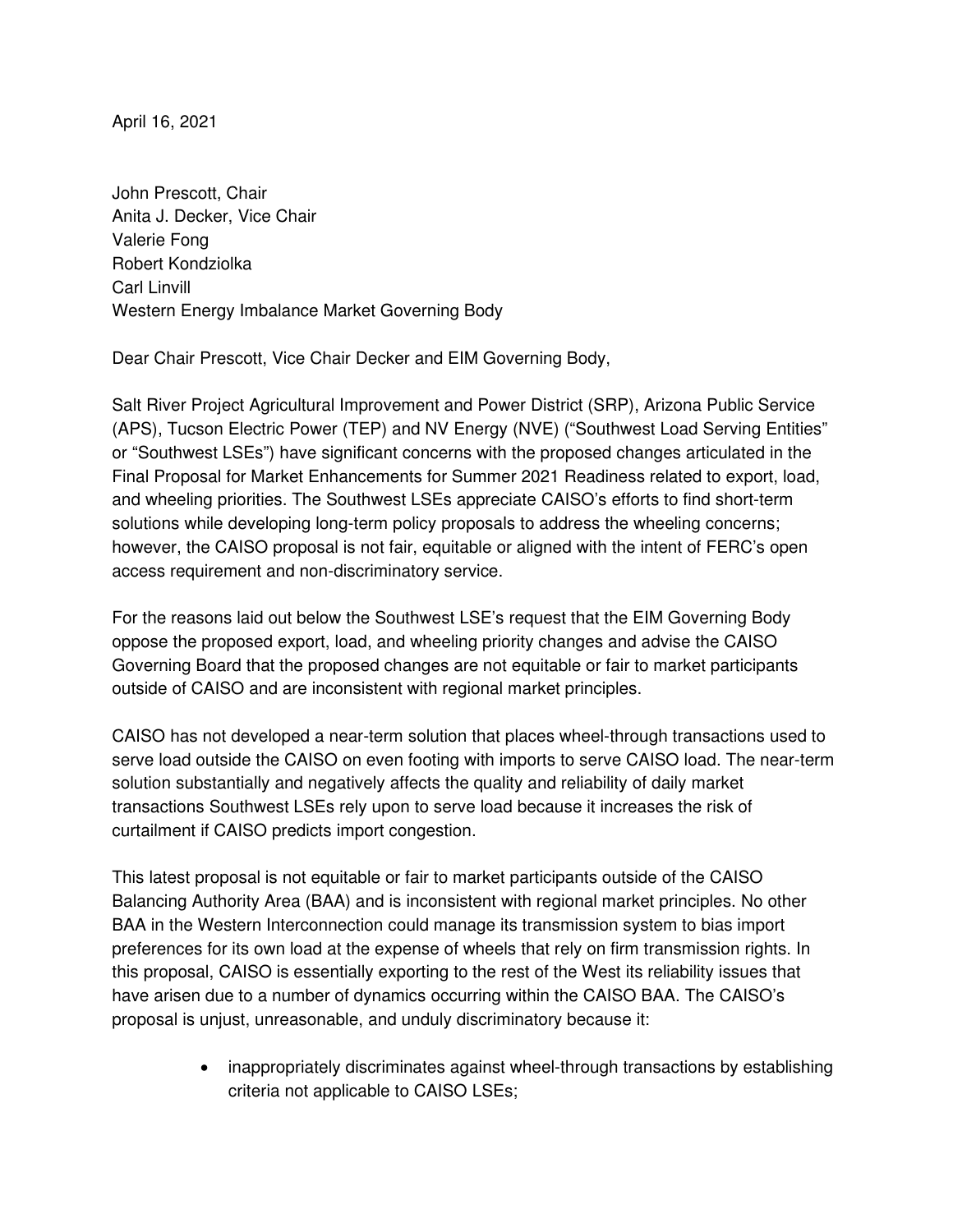April 16, 2021

John Prescott, Chair
Anita J. Decker, Vice Chair
Valerie Fong
Robert Kondziolka
Carl Linvill
Western Energy Imbalance Market Governing Body

Dear Chair Prescott, Vice Chair Decker and EIM Governing Body,

Salt River Project Agricultural Improvement and Power District (SRP), Arizona Public Service (APS), Tucson Electric Power (TEP) and NV Energy (NVE) ("Southwest Load Serving Entities" or "Southwest LSEs") have significant concerns with the proposed changes articulated in the Final Proposal for Market Enhancements for Summer 2021 Readiness related to export, load, and wheeling priorities. The Southwest LSEs appreciate CAISO's efforts to find short-term solutions while developing long-term policy proposals to address the wheeling concerns; however, the CAISO proposal is not fair, equitable or aligned with the intent of FERC's open access requirement and non-discriminatory service.

For the reasons laid out below the Southwest LSE's request that the EIM Governing Body oppose the proposed export, load, and wheeling priority changes and advise the CAISO Governing Board that the proposed changes are not equitable or fair to market participants outside of CAISO and are inconsistent with regional market principles.

CAISO has not developed a near-term solution that places wheel-through transactions used to serve load outside the CAISO on even footing with imports to serve CAISO load. The near-term solution substantially and negatively affects the quality and reliability of daily market transactions Southwest LSEs rely upon to serve load because it increases the risk of curtailment if CAISO predicts import congestion.

This latest proposal is not equitable or fair to market participants outside of the CAISO Balancing Authority Area (BAA) and is inconsistent with regional market principles. No other BAA in the Western Interconnection could manage its transmission system to bias import preferences for its own load at the expense of wheels that rely on firm transmission rights. In this proposal, CAISO is essentially exporting to the rest of the West its reliability issues that have arisen due to a number of dynamics occurring within the CAISO BAA. The CAISO's proposal is unjust, unreasonable, and unduly discriminatory because it:

- inappropriately discriminates against wheel-through transactions by establishing criteria not applicable to CAISO LSEs;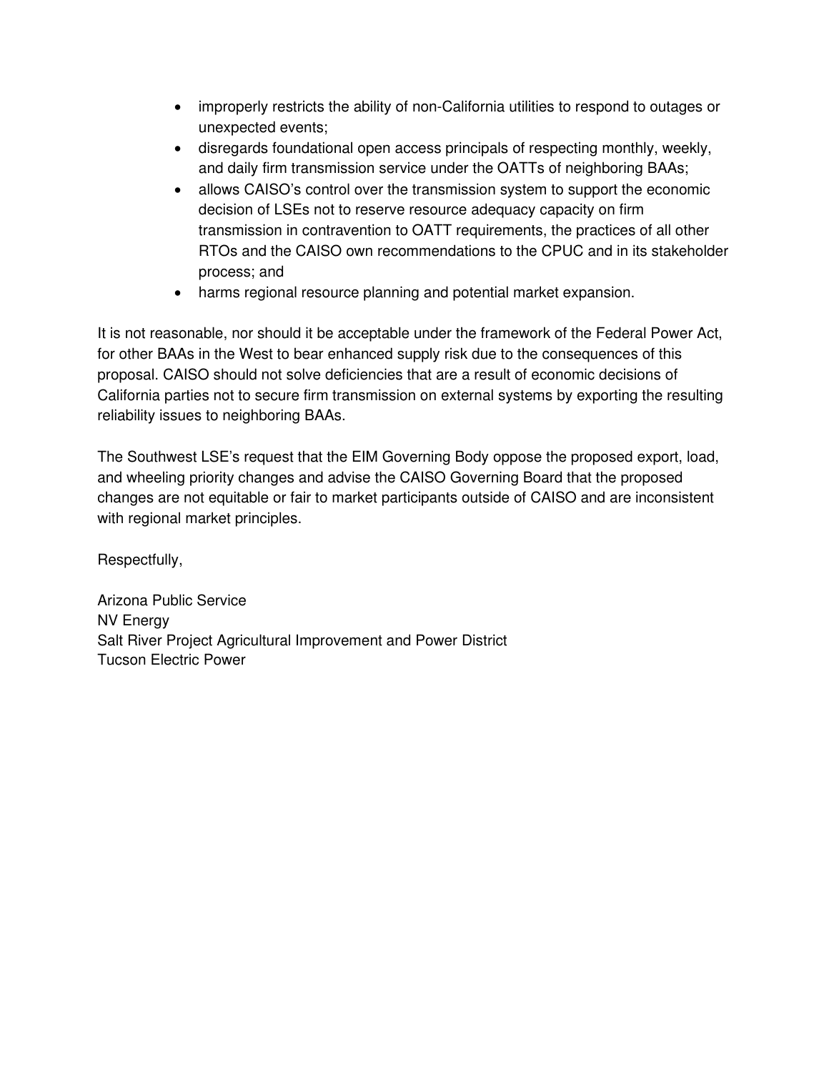- improperly restricts the ability of non-California utilities to respond to outages or unexpected events;
- disregards foundational open access principals of respecting monthly, weekly, and daily firm transmission service under the OATTs of neighboring BAAs;
- allows CAISO's control over the transmission system to support the economic decision of LSEs not to reserve resource adequacy capacity on firm transmission in contravention to OATT requirements, the practices of all other RTOs and the CAISO own recommendations to the CPUC and in its stakeholder process; and
- harms regional resource planning and potential market expansion.

It is not reasonable, nor should it be acceptable under the framework of the Federal Power Act, for other BAAs in the West to bear enhanced supply risk due to the consequences of this proposal. CAISO should not solve deficiencies that are a result of economic decisions of California parties not to secure firm transmission on external systems by exporting the resulting reliability issues to neighboring BAAs.

The Southwest LSE's request that the EIM Governing Body oppose the proposed export, load, and wheeling priority changes and advise the CAISO Governing Board that the proposed changes are not equitable or fair to market participants outside of CAISO and are inconsistent with regional market principles.

Respectfully,

Arizona Public Service
NV Energy
Salt River Project Agricultural Improvement and Power District
Tucson Electric Power